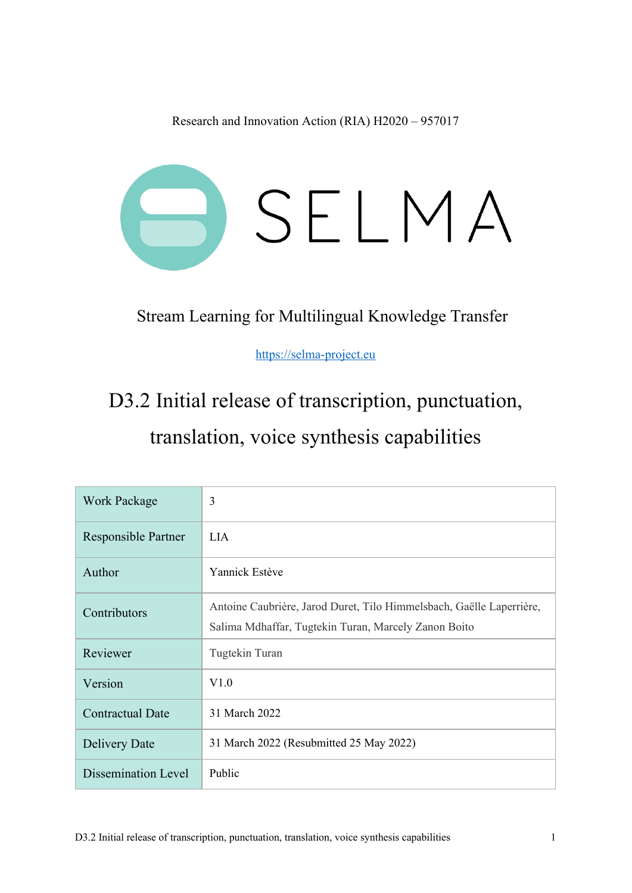Research and Innovation Action (RIA) H2020 – 957017

SELMA

Stream Learning for Multilingual Knowledge Transfer

https://selma-project.eu

# D3.2 Initial release of transcription, punctuation, translation, voice synthesis capabilities

| Work Package | 3 |
|---|---|
| Responsible Partner | LIA |
| Author | Yannick Estève |
| Contributors | Antoine Caubrière, Jarod Duret, Tilo Himmelsbach, Gaëlle Laperrière, Salima Mdhaffar, Tugtekin Turan, Marcely Zanon Boito |
| Reviewer | Tugtekin Turan |
| Version | V1.0 |
| Contractual Date | 31 March 2022 |
| Delivery Date | 31 March 2022 (Resubmitted 25 May 2022) |
| Dissemination Level | Public |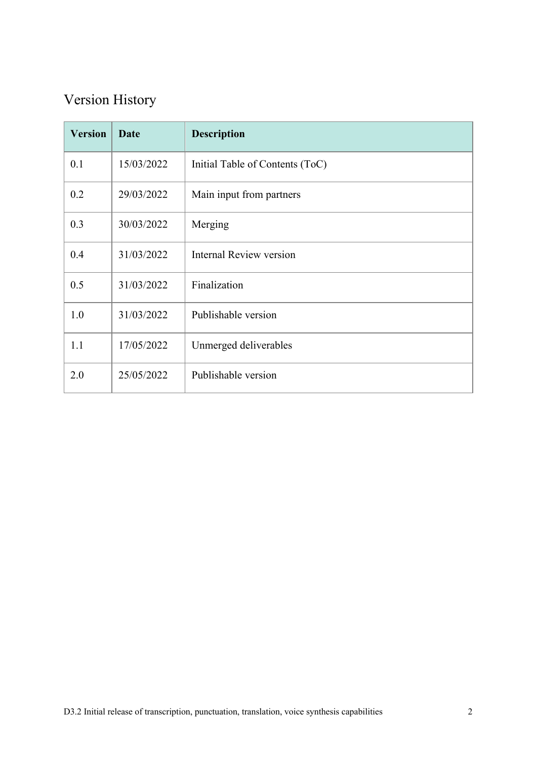## Version History

| Version | Date | Description |
| --- | --- | --- |
| 0.1 | 15/03/2022 | Initial Table of Contents (ToC) |
| 0.2 | 29/03/2022 | Main input from partners |
| 0.3 | 30/03/2022 | Merging |
| 0.4 | 31/03/2022 | Internal Review version |
| 0.5 | 31/03/2022 | Finalization |
| 1.0 | 31/03/2022 | Publishable version |
| 1.1 | 17/05/2022 | Unmerged deliverables |
| 2.0 | 25/05/2022 | Publishable version |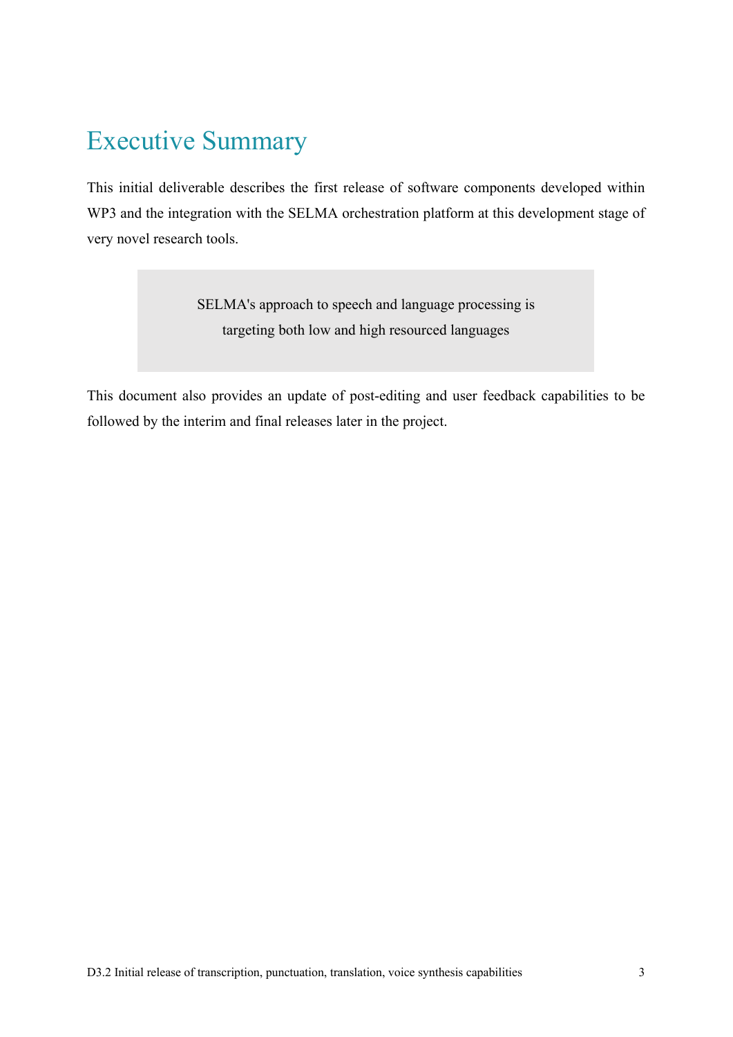# Executive Summary

This initial deliverable describes the first release of software components developed within WP3 and the integration with the SELMA orchestration platform at this development stage of very novel research tools.

> SELMA's approach to speech and language processing is targeting both low and high resourced languages

This document also provides an update of post-editing and user feedback capabilities to be followed by the interim and final releases later in the project.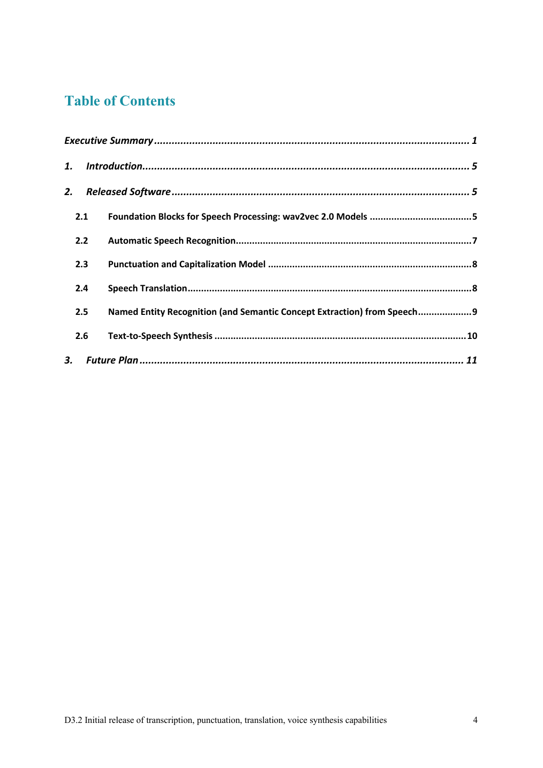# Table of Contents

*Executive Summary* ............................................................ *1*

*1. Introduction* ............................................................ *5*

*2. Released Software* ............................................................ *5*

**2.1 Foundation Blocks for Speech Processing: wav2vec 2.0 Models** .................... **5**

**2.2 Automatic Speech Recognition** .................... **7**

**2.3 Punctuation and Capitalization Model** .................... **8**

**2.4 Speech Translation** .................... **8**

**2.5 Named Entity Recognition (and Semantic Concept Extraction) from Speech** .................... **9**

**2.6 Text-to-Speech Synthesis** .................... **10**

*3. Future Plan* ............................................................ *11*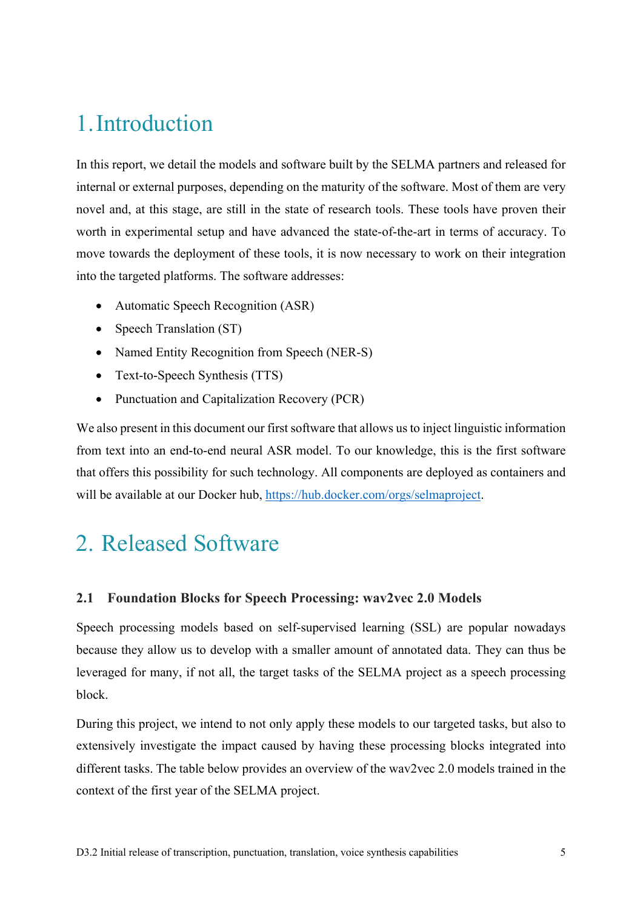# 1. Introduction

In this report, we detail the models and software built by the SELMA partners and released for internal or external purposes, depending on the maturity of the software. Most of them are very novel and, at this stage, are still in the state of research tools. These tools have proven their worth in experimental setup and have advanced the state-of-the-art in terms of accuracy. To move towards the deployment of these tools, it is now necessary to work on their integration into the targeted platforms. The software addresses:

- Automatic Speech Recognition (ASR)
- Speech Translation (ST)
- Named Entity Recognition from Speech (NER-S)
- Text-to-Speech Synthesis (TTS)
- Punctuation and Capitalization Recovery (PCR)

We also present in this document our first software that allows us to inject linguistic information from text into an end-to-end neural ASR model. To our knowledge, this is the first software that offers this possibility for such technology. All components are deployed as containers and will be available at our Docker hub, https://hub.docker.com/orgs/selmaproject.

# 2. Released Software

### 2.1 Foundation Blocks for Speech Processing: wav2vec 2.0 Models

Speech processing models based on self-supervised learning (SSL) are popular nowadays because they allow us to develop with a smaller amount of annotated data. They can thus be leveraged for many, if not all, the target tasks of the SELMA project as a speech processing block.

During this project, we intend to not only apply these models to our targeted tasks, but also to extensively investigate the impact caused by having these processing blocks integrated into different tasks. The table below provides an overview of the wav2vec 2.0 models trained in the context of the first year of the SELMA project.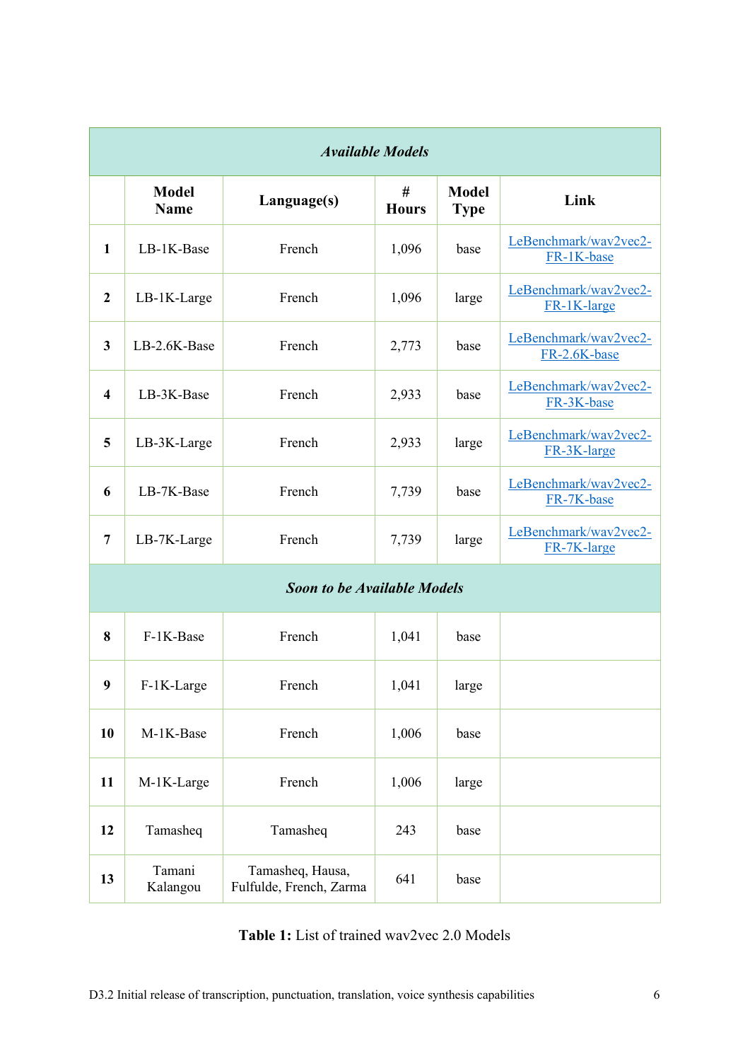| *Available Models* | | | | | |
|---|---|---|---|---|---|
| | **Model Name** | **Language(s)** | **# Hours** | **Model Type** | **Link** |
| **1** | LB-1K-Base | French | 1,096 | base | LeBenchmark/wav2vec2-FR-1K-base |
| **2** | LB-1K-Large | French | 1,096 | large | LeBenchmark/wav2vec2-FR-1K-large |
| **3** | LB-2.6K-Base | French | 2,773 | base | LeBenchmark/wav2vec2-FR-2.6K-base |
| **4** | LB-3K-Base | French | 2,933 | base | LeBenchmark/wav2vec2-FR-3K-base |
| **5** | LB-3K-Large | French | 2,933 | large | LeBenchmark/wav2vec2-FR-3K-large |
| **6** | LB-7K-Base | French | 7,739 | base | LeBenchmark/wav2vec2-FR-7K-base |
| **7** | LB-7K-Large | French | 7,739 | large | LeBenchmark/wav2vec2-FR-7K-large |
| ***Soon to be Available Models*** | | | | | |
| **8** | F-1K-Base | French | 1,041 | base | |
| **9** | F-1K-Large | French | 1,041 | large | |
| **10** | M-1K-Base | French | 1,006 | base | |
| **11** | M-1K-Large | French | 1,006 | large | |
| **12** | Tamasheq | Tamasheq | 243 | base | |
| **13** | Tamani Kalangou | Tamasheq, Hausa, Fulfulde, French, Zarma | 641 | base | |

**Table 1:** List of trained wav2vec 2.0 Models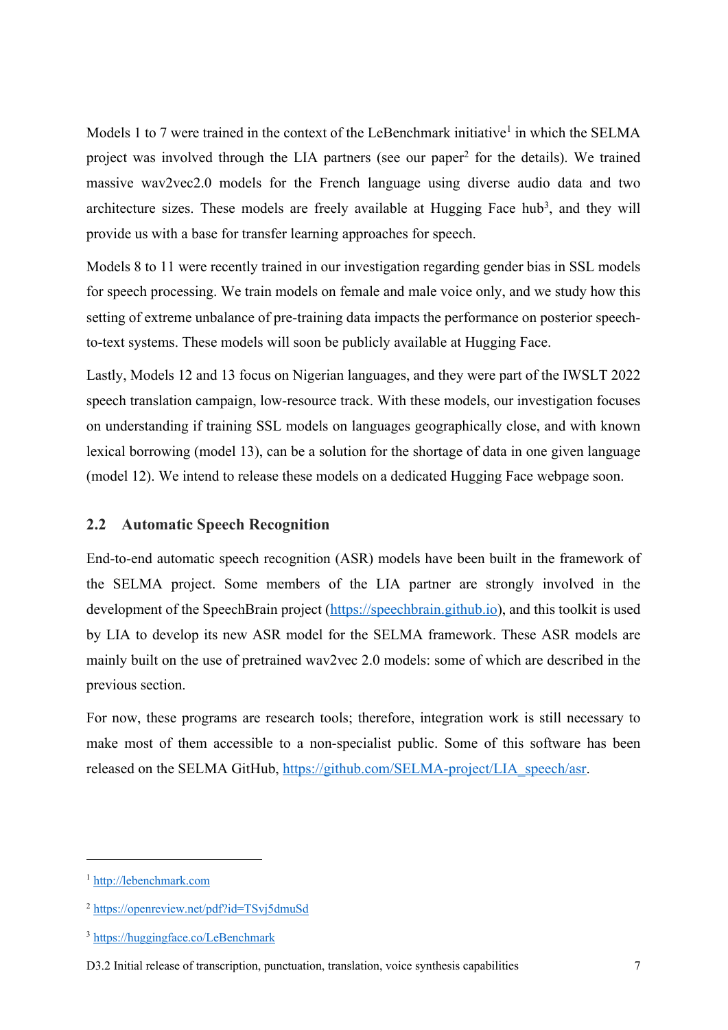Models 1 to 7 were trained in the context of the LeBenchmark initiative[1] in which the SELMA project was involved through the LIA partners (see our paper[2] for the details). We trained massive wav2vec2.0 models for the French language using diverse audio data and two architecture sizes. These models are freely available at Hugging Face hub[3], and they will provide us with a base for transfer learning approaches for speech.

Models 8 to 11 were recently trained in our investigation regarding gender bias in SSL models for speech processing. We train models on female and male voice only, and we study how this setting of extreme unbalance of pre-training data impacts the performance on posterior speech-to-text systems. These models will soon be publicly available at Hugging Face.

Lastly, Models 12 and 13 focus on Nigerian languages, and they were part of the IWSLT 2022 speech translation campaign, low-resource track. With these models, our investigation focuses on understanding if training SSL models on languages geographically close, and with known lexical borrowing (model 13), can be a solution for the shortage of data in one given language (model 12). We intend to release these models on a dedicated Hugging Face webpage soon.

### 2.2 Automatic Speech Recognition

End-to-end automatic speech recognition (ASR) models have been built in the framework of the SELMA project. Some members of the LIA partner are strongly involved in the development of the SpeechBrain project (https://speechbrain.github.io), and this toolkit is used by LIA to develop its new ASR model for the SELMA framework. These ASR models are mainly built on the use of pretrained wav2vec 2.0 models: some of which are described in the previous section.

For now, these programs are research tools; therefore, integration work is still necessary to make most of them accessible to a non-specialist public. Some of this software has been released on the SELMA GitHub, https://github.com/SELMA-project/LIA_speech/asr.

---

[1] http://lebenchmark.com

[2] https://openreview.net/pdf?id=TSvj5dmuSd

[3] https://huggingface.co/LeBenchmark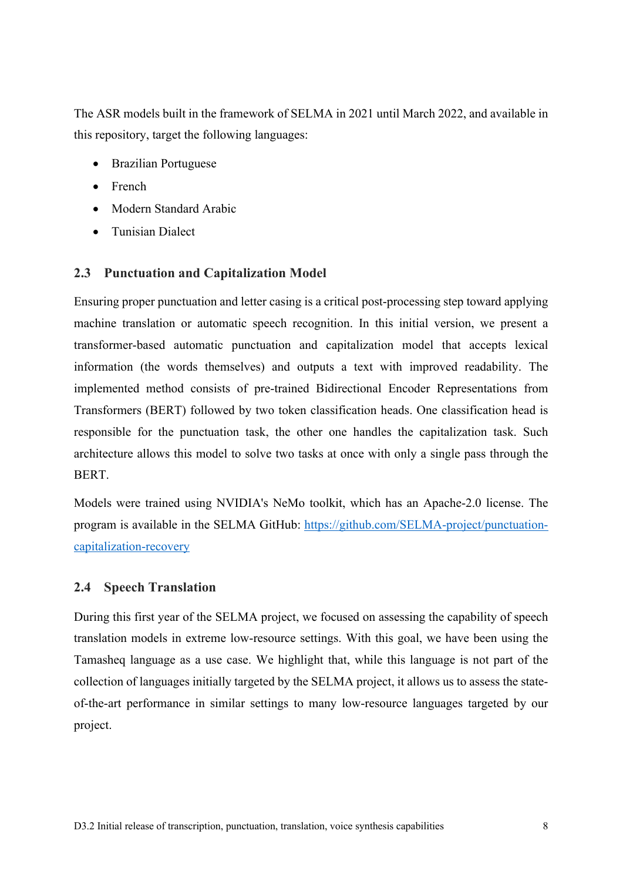The ASR models built in the framework of SELMA in 2021 until March 2022, and available in this repository, target the following languages:

- Brazilian Portuguese
- French
- Modern Standard Arabic
- Tunisian Dialect

### 2.3 Punctuation and Capitalization Model

Ensuring proper punctuation and letter casing is a critical post-processing step toward applying machine translation or automatic speech recognition. In this initial version, we present a transformer-based automatic punctuation and capitalization model that accepts lexical information (the words themselves) and outputs a text with improved readability. The implemented method consists of pre-trained Bidirectional Encoder Representations from Transformers (BERT) followed by two token classification heads. One classification head is responsible for the punctuation task, the other one handles the capitalization task. Such architecture allows this model to solve two tasks at once with only a single pass through the BERT.

Models were trained using NVIDIA's NeMo toolkit, which has an Apache-2.0 license. The program is available in the SELMA GitHub: [https://github.com/SELMA-project/punctuation-capitalization-recovery](https://github.com/SELMA-project/punctuation-capitalization-recovery)

### 2.4 Speech Translation

During this first year of the SELMA project, we focused on assessing the capability of speech translation models in extreme low-resource settings. With this goal, we have been using the Tamasheq language as a use case. We highlight that, while this language is not part of the collection of languages initially targeted by the SELMA project, it allows us to assess the state-of-the-art performance in similar settings to many low-resource languages targeted by our project.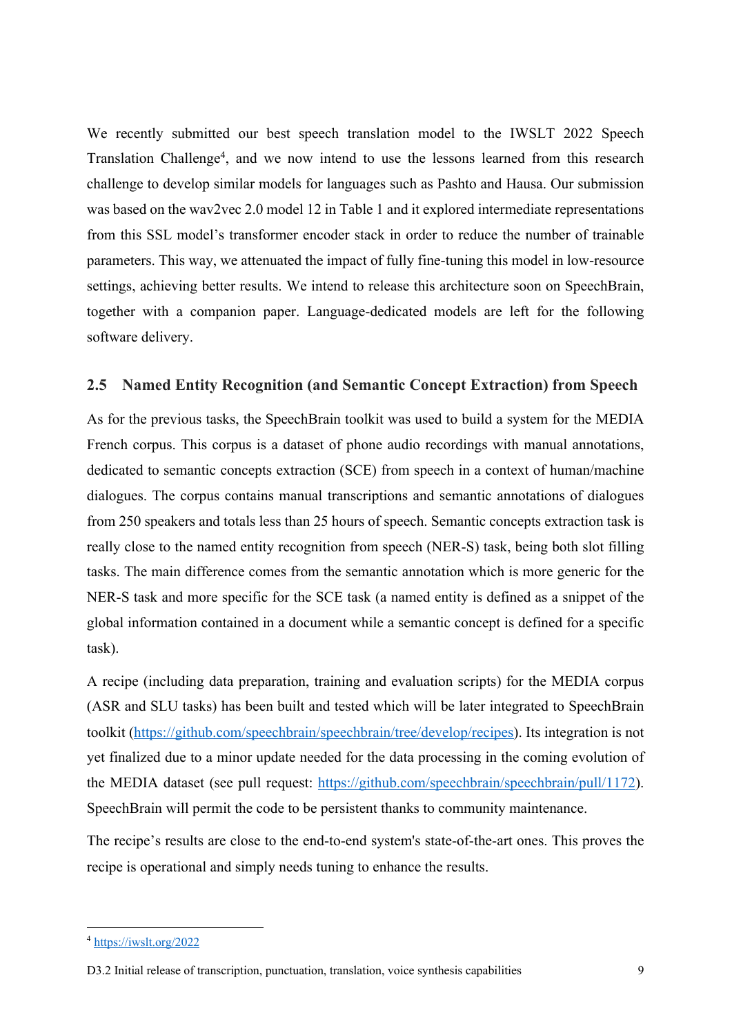We recently submitted our best speech translation model to the IWSLT 2022 Speech Translation Challenge[4], and we now intend to use the lessons learned from this research challenge to develop similar models for languages such as Pashto and Hausa. Our submission was based on the wav2vec 2.0 model 12 in Table 1 and it explored intermediate representations from this SSL model's transformer encoder stack in order to reduce the number of trainable parameters. This way, we attenuated the impact of fully fine-tuning this model in low-resource settings, achieving better results. We intend to release this architecture soon on SpeechBrain, together with a companion paper. Language-dedicated models are left for the following software delivery.

## 2.5 Named Entity Recognition (and Semantic Concept Extraction) from Speech

As for the previous tasks, the SpeechBrain toolkit was used to build a system for the MEDIA French corpus. This corpus is a dataset of phone audio recordings with manual annotations, dedicated to semantic concepts extraction (SCE) from speech in a context of human/machine dialogues. The corpus contains manual transcriptions and semantic annotations of dialogues from 250 speakers and totals less than 25 hours of speech. Semantic concepts extraction task is really close to the named entity recognition from speech (NER-S) task, being both slot filling tasks. The main difference comes from the semantic annotation which is more generic for the NER-S task and more specific for the SCE task (a named entity is defined as a snippet of the global information contained in a document while a semantic concept is defined for a specific task).

A recipe (including data preparation, training and evaluation scripts) for the MEDIA corpus (ASR and SLU tasks) has been built and tested which will be later integrated to SpeechBrain toolkit (https://github.com/speechbrain/speechbrain/tree/develop/recipes). Its integration is not yet finalized due to a minor update needed for the data processing in the coming evolution of the MEDIA dataset (see pull request: https://github.com/speechbrain/speechbrain/pull/1172). SpeechBrain will permit the code to be persistent thanks to community maintenance.

The recipe's results are close to the end-to-end system's state-of-the-art ones. This proves the recipe is operational and simply needs tuning to enhance the results.

[4] https://iwslt.org/2022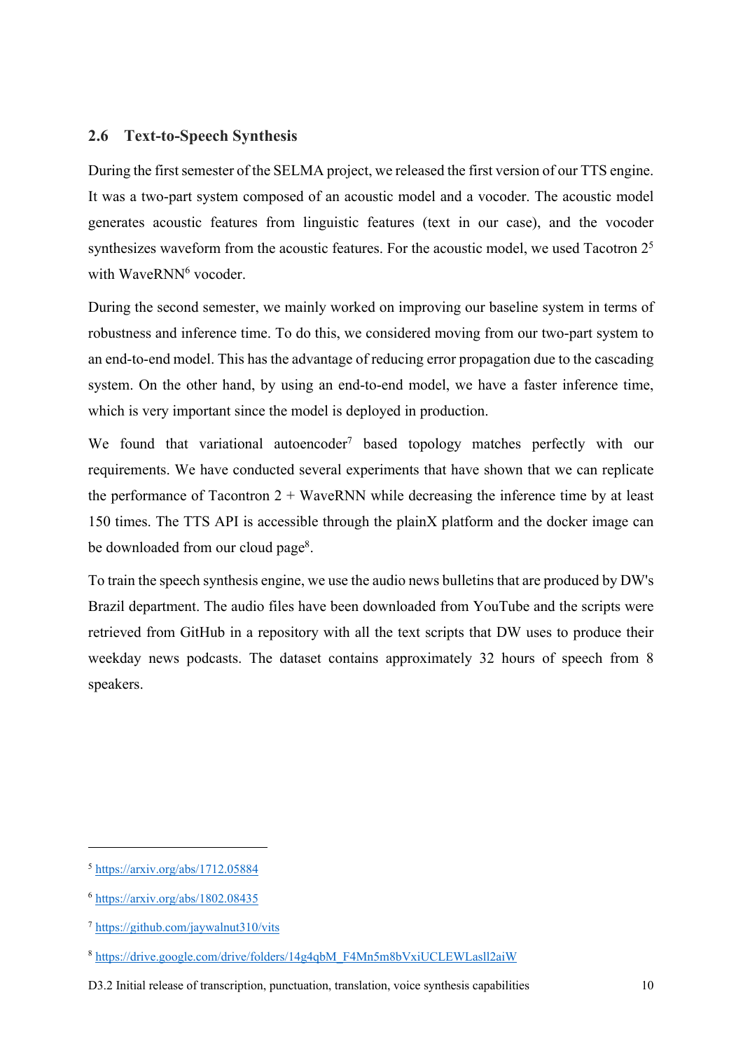## 2.6 Text-to-Speech Synthesis

During the first semester of the SELMA project, we released the first version of our TTS engine. It was a two-part system composed of an acoustic model and a vocoder. The acoustic model generates acoustic features from linguistic features (text in our case), and the vocoder synthesizes waveform from the acoustic features. For the acoustic model, we used Tacotron 2[5] with WaveRNN[6] vocoder.

During the second semester, we mainly worked on improving our baseline system in terms of robustness and inference time. To do this, we considered moving from our two-part system to an end-to-end model. This has the advantage of reducing error propagation due to the cascading system. On the other hand, by using an end-to-end model, we have a faster inference time, which is very important since the model is deployed in production.

We found that variational autoencoder[7] based topology matches perfectly with our requirements. We have conducted several experiments that have shown that we can replicate the performance of Tacontron 2 + WaveRNN while decreasing the inference time by at least 150 times. The TTS API is accessible through the plainX platform and the docker image can be downloaded from our cloud page[8].

To train the speech synthesis engine, we use the audio news bulletins that are produced by DW's Brazil department. The audio files have been downloaded from YouTube and the scripts were retrieved from GitHub in a repository with all the text scripts that DW uses to produce their weekday news podcasts. The dataset contains approximately 32 hours of speech from 8 speakers.

---

[5] https://arxiv.org/abs/1712.05884

[6] https://arxiv.org/abs/1802.08435

[7] https://github.com/jaywalnut310/vits

[8] https://drive.google.com/drive/folders/14g4qbM_F4Mn5m8bVxiUCLEWLasll2aiW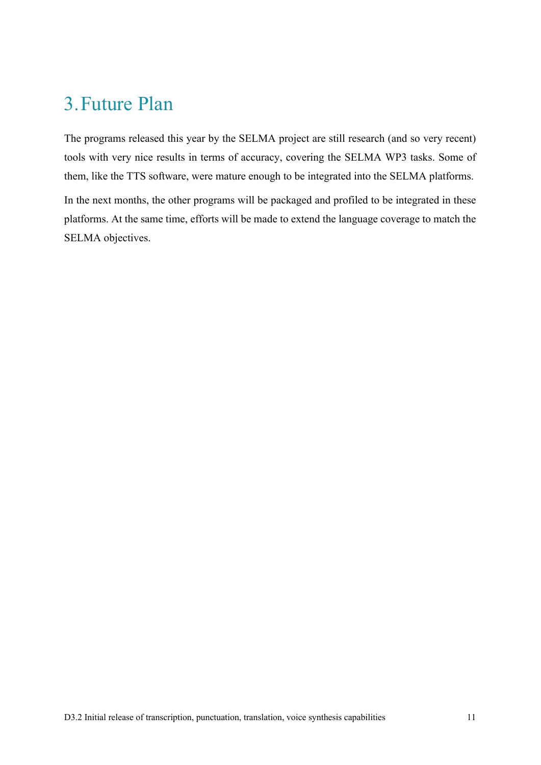# 3. Future Plan

The programs released this year by the SELMA project are still research (and so very recent) tools with very nice results in terms of accuracy, covering the SELMA WP3 tasks. Some of them, like the TTS software, were mature enough to be integrated into the SELMA platforms.

In the next months, the other programs will be packaged and profiled to be integrated in these platforms. At the same time, efforts will be made to extend the language coverage to match the SELMA objectives.